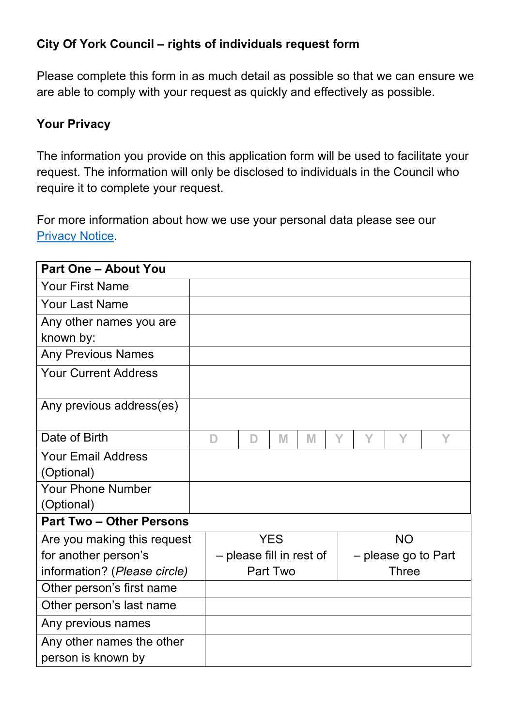**City Of York Council – rights of individuals request form**

Please complete this form in as much detail as possible so that we can ensure we are able to comply with your request as quickly and effectively as possible.

**Your Privacy**

The information you provide on this application form will be used to facilitate your request. The information will only be disclosed to individuals in the Council who require it to complete your request.

For more information about how we use your personal data please see our [Privacy Notice](#).

| **Part One – About You** | | | | | | | | |
|---|---|---|---|---|---|---|---|---|
| Your First Name | | | | | | | | |
| Your Last Name | | | | | | | | |
| Any other names you are known by: | | | | | | | | |
| Any Previous Names | | | | | | | | |
| Your Current Address | | | | | | | | |
| Any previous address(es) | | | | | | | | |
| Date of Birth | D | D | M | M | Y | Y | Y | Y |
| Your Email Address (Optional) | | | | | | | | |
| Your Phone Number (Optional) | | | | | | | | |

| **Part Two – Other Persons** | | |
|---|---|---|
| Are you making this request for another person's information? (*Please circle)* | YES – please fill in rest of Part Two | NO – please go to Part Three |
| Other person's first name | | |
| Other person's last name | | |
| Any previous names | | |
| Any other names the other person is known by | | |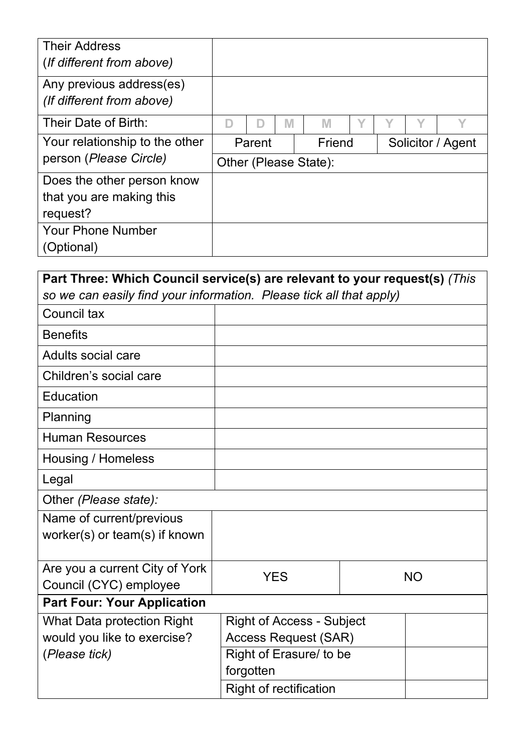| Their Address (*If different from above)* | |
|---|---|
| Any previous address(es) *(If different from above)* | |
| Their Date of Birth: | D D M M Y Y Y Y |
| Your relationship to the other person (*Please Circle)* | Parent / Friend / Solicitor / Agent |
| | Other (Please State): |
| Does the other person know that you are making this request? | |
| Your Phone Number (Optional) | |

| **Part Three: Which Council service(s) are relevant to your request(s)** *(This so we can easily find your information. Please tick all that apply)* | |
|---|---|
| Council tax | |
| Benefits | |
| Adults social care | |
| Children's social care | |
| Education | |
| Planning | |
| Human Resources | |
| Housing / Homeless | |
| Legal | |
| Other *(Please state):* | |
| Name of current/previous worker(s) or team(s) if known | |
| Are you a current City of York Council (CYC) employee | YES / NO |

| **Part Four: Your Application** | | |
|---|---|---|
| What Data protection Right would you like to exercise? (*Please tick)* | Right of Access - Subject Access Request (SAR) | |
| | Right of Erasure/ to be forgotten | |
| | Right of rectification | |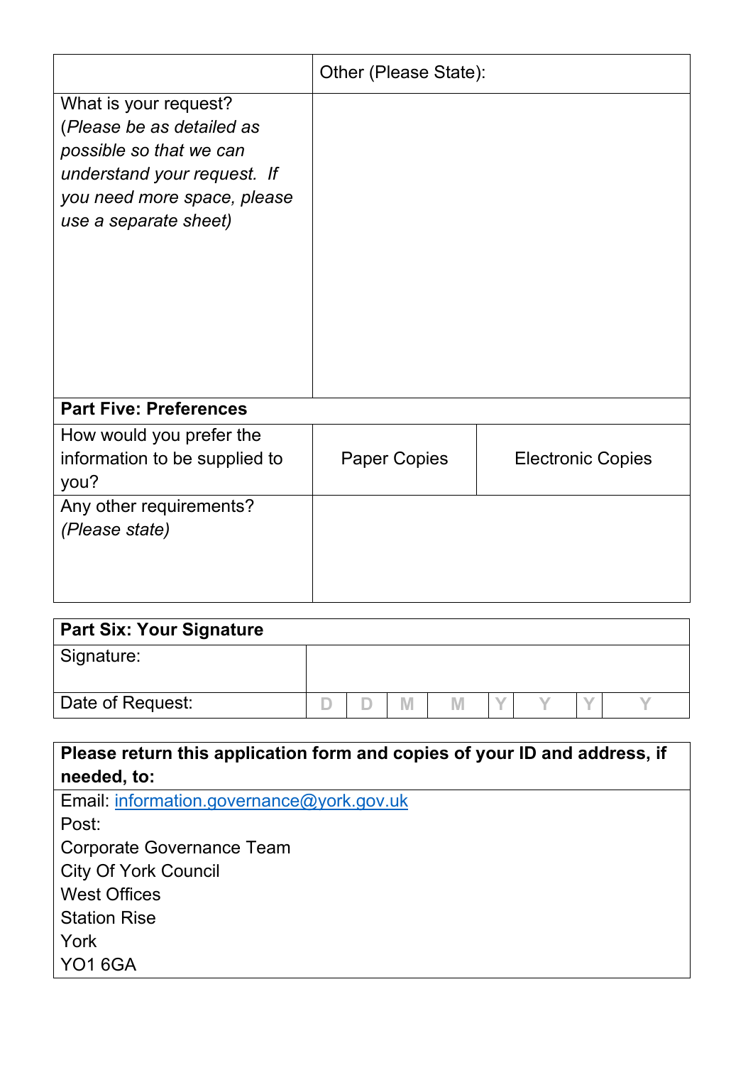| | | |
|---|---|---|
| | Other (Please State): | |
| What is your request? (*Please be as detailed as possible so that we can understand your request. If you need more space, please use a separate sheet)* | | |
| **Part Five: Preferences** | | |
| How would you prefer the information to be supplied to you? | Paper Copies | Electronic Copies |
| Any other requirements? *(Please state)* | | |

| **Part Six: Your Signature** | | | | | | | | |
|---|---|---|---|---|---|---|---|---|
| Signature: | | | | | | | | |
| Date of Request: | D | D | M | M | Y | Y | Y | Y |

| **Please return this application form and copies of your ID and address, if needed, to:** |
|---|
| Email: information.governance@york.gov.uk<br>Post:<br>Corporate Governance Team<br>City Of York Council<br>West Offices<br>Station Rise<br>York<br>YO1 6GA |